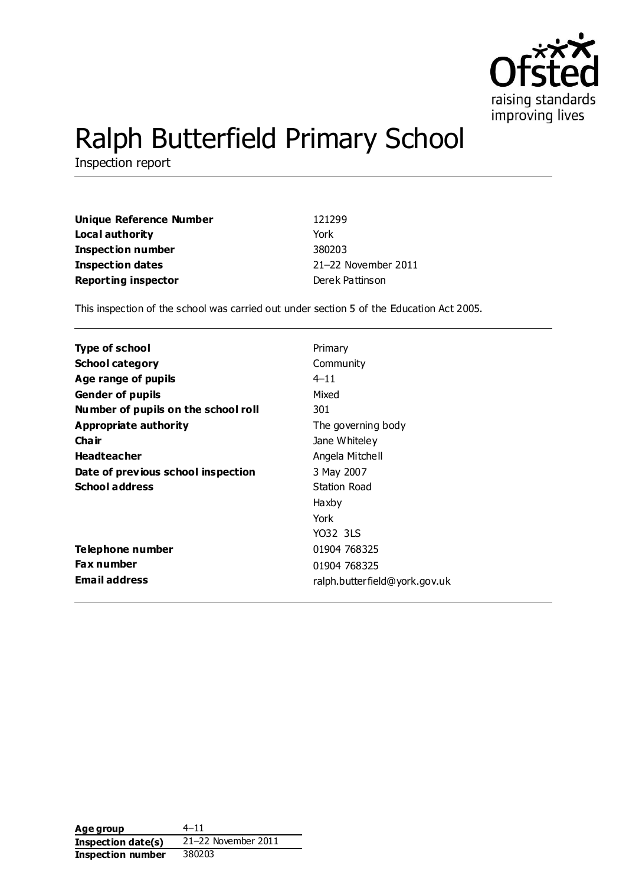# Ralph Butterfield Primary School

Inspection report

| | |
|---|---|
| **Unique Reference Number** | 121299 |
| **Local authority** | York |
| **Inspection number** | 380203 |
| **Inspection dates** | 21–22 November 2011 |
| **Reporting inspector** | Derek Pattinson |

This inspection of the school was carried out under section 5 of the Education Act 2005.

| | |
|---|---|
| **Type of school** | Primary |
| **School category** | Community |
| **Age range of pupils** | 4–11 |
| **Gender of pupils** | Mixed |
| **Number of pupils on the school roll** | 301 |
| **Appropriate authority** | The governing body |
| **Chair** | Jane Whiteley |
| **Headteacher** | Angela Mitchell |
| **Date of previous school inspection** | 3 May 2007 |
| **School address** | Station Road<br>Haxby<br>York<br>YO32 3LS |
| **Telephone number** | 01904 768325 |
| **Fax number** | 01904 768325 |
| **Email address** | ralph.butterfield@york.gov.uk |

| | |
|---|---|
| **Age group** | 4–11 |
| **Inspection date(s)** | 21–22 November 2011 |
| **Inspection number** | 380203 |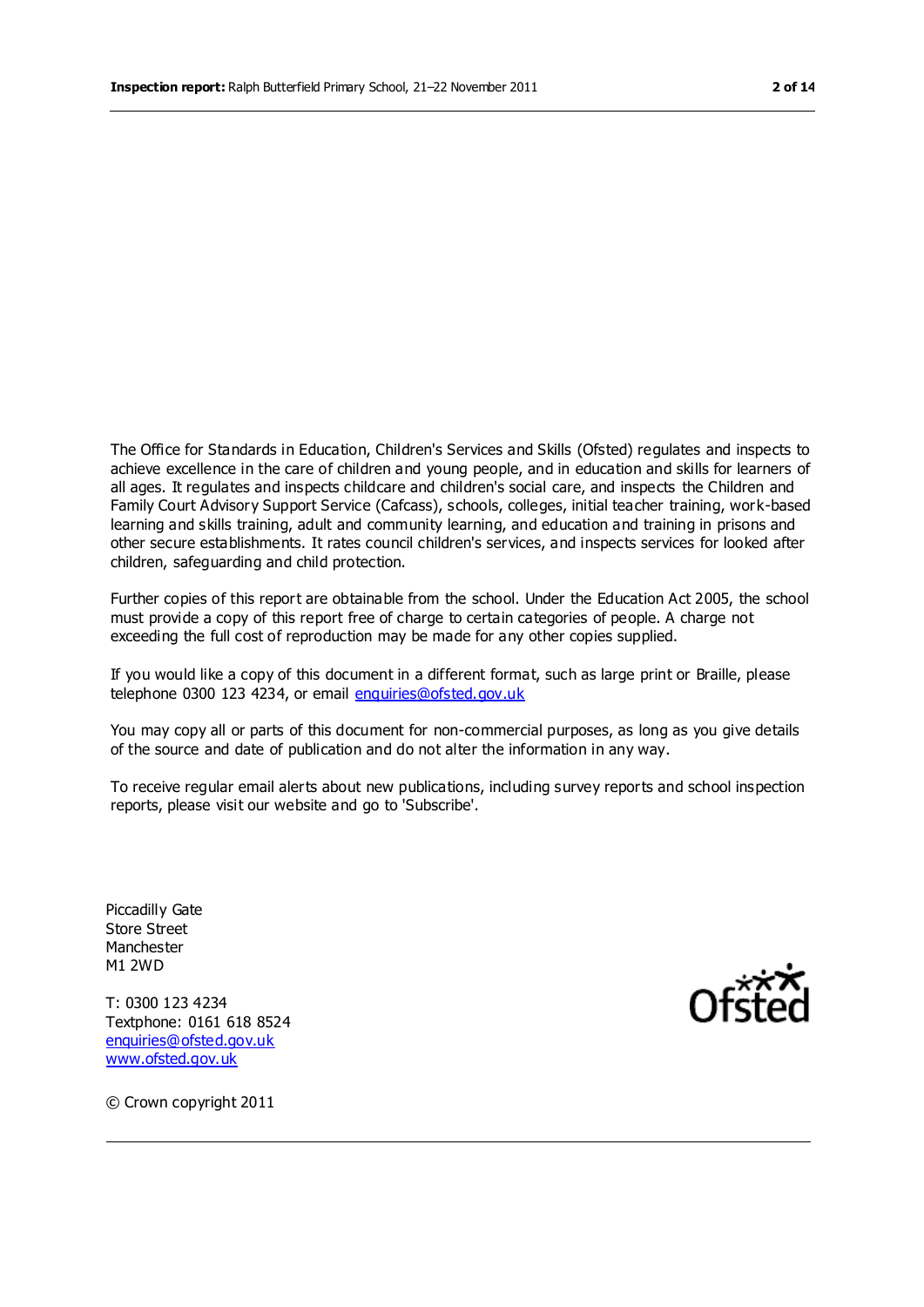The Office for Standards in Education, Children's Services and Skills (Ofsted) regulates and inspects to achieve excellence in the care of children and young people, and in education and skills for learners of all ages. It regulates and inspects childcare and children's social care, and inspects the Children and Family Court Advisory Support Service (Cafcass), schools, colleges, initial teacher training, work-based learning and skills training, adult and community learning, and education and training in prisons and other secure establishments. It rates council children's services, and inspects services for looked after children, safeguarding and child protection.

Further copies of this report are obtainable from the school. Under the Education Act 2005, the school must provide a copy of this report free of charge to certain categories of people. A charge not exceeding the full cost of reproduction may be made for any other copies supplied.

If you would like a copy of this document in a different format, such as large print or Braille, please telephone 0300 123 4234, or email enquiries@ofsted.gov.uk

You may copy all or parts of this document for non-commercial purposes, as long as you give details of the source and date of publication and do not alter the information in any way.

To receive regular email alerts about new publications, including survey reports and school inspection reports, please visit our website and go to 'Subscribe'.

Piccadilly Gate
Store Street
Manchester
M1 2WD

T: 0300 123 4234
Textphone: 0161 618 8524
enquiries@ofsted.gov.uk
www.ofsted.gov.uk

Ofsted

© Crown copyright 2011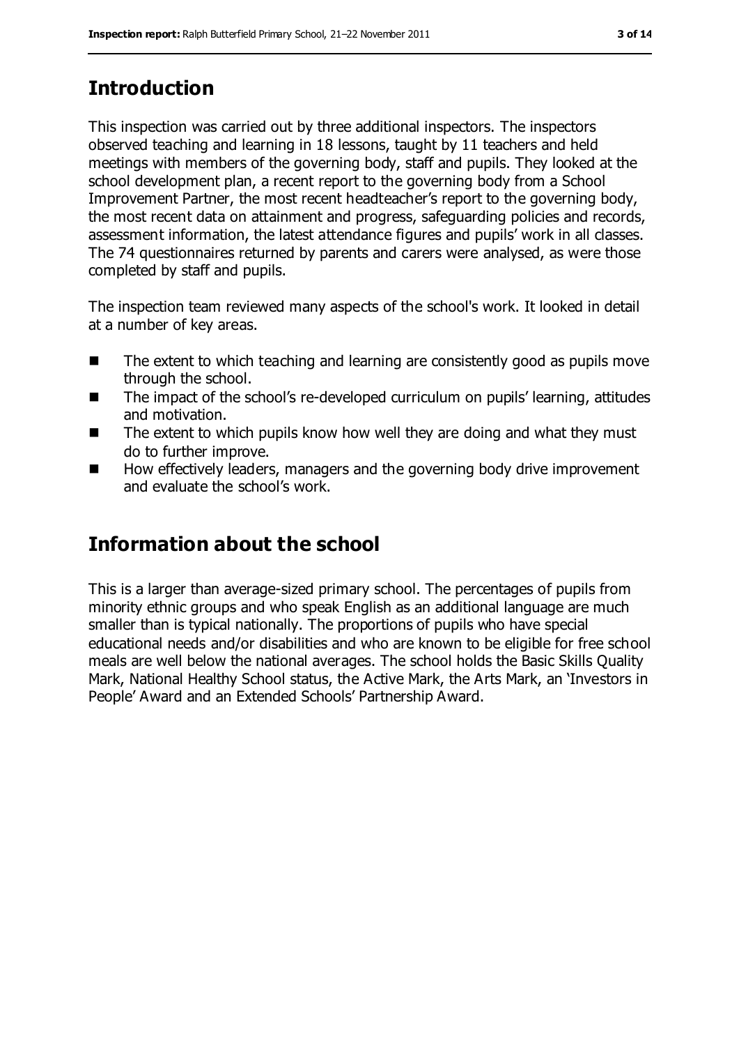## Introduction

This inspection was carried out by three additional inspectors. The inspectors observed teaching and learning in 18 lessons, taught by 11 teachers and held meetings with members of the governing body, staff and pupils. They looked at the school development plan, a recent report to the governing body from a School Improvement Partner, the most recent headteacher's report to the governing body, the most recent data on attainment and progress, safeguarding policies and records, assessment information, the latest attendance figures and pupils' work in all classes. The 74 questionnaires returned by parents and carers were analysed, as were those completed by staff and pupils.

The inspection team reviewed many aspects of the school's work. It looked in detail at a number of key areas.

- The extent to which teaching and learning are consistently good as pupils move through the school.
- The impact of the school's re-developed curriculum on pupils' learning, attitudes and motivation.
- The extent to which pupils know how well they are doing and what they must do to further improve.
- How effectively leaders, managers and the governing body drive improvement and evaluate the school's work.

## Information about the school

This is a larger than average-sized primary school. The percentages of pupils from minority ethnic groups and who speak English as an additional language are much smaller than is typical nationally. The proportions of pupils who have special educational needs and/or disabilities and who are known to be eligible for free school meals are well below the national averages. The school holds the Basic Skills Quality Mark, National Healthy School status, the Active Mark, the Arts Mark, an 'Investors in People' Award and an Extended Schools' Partnership Award.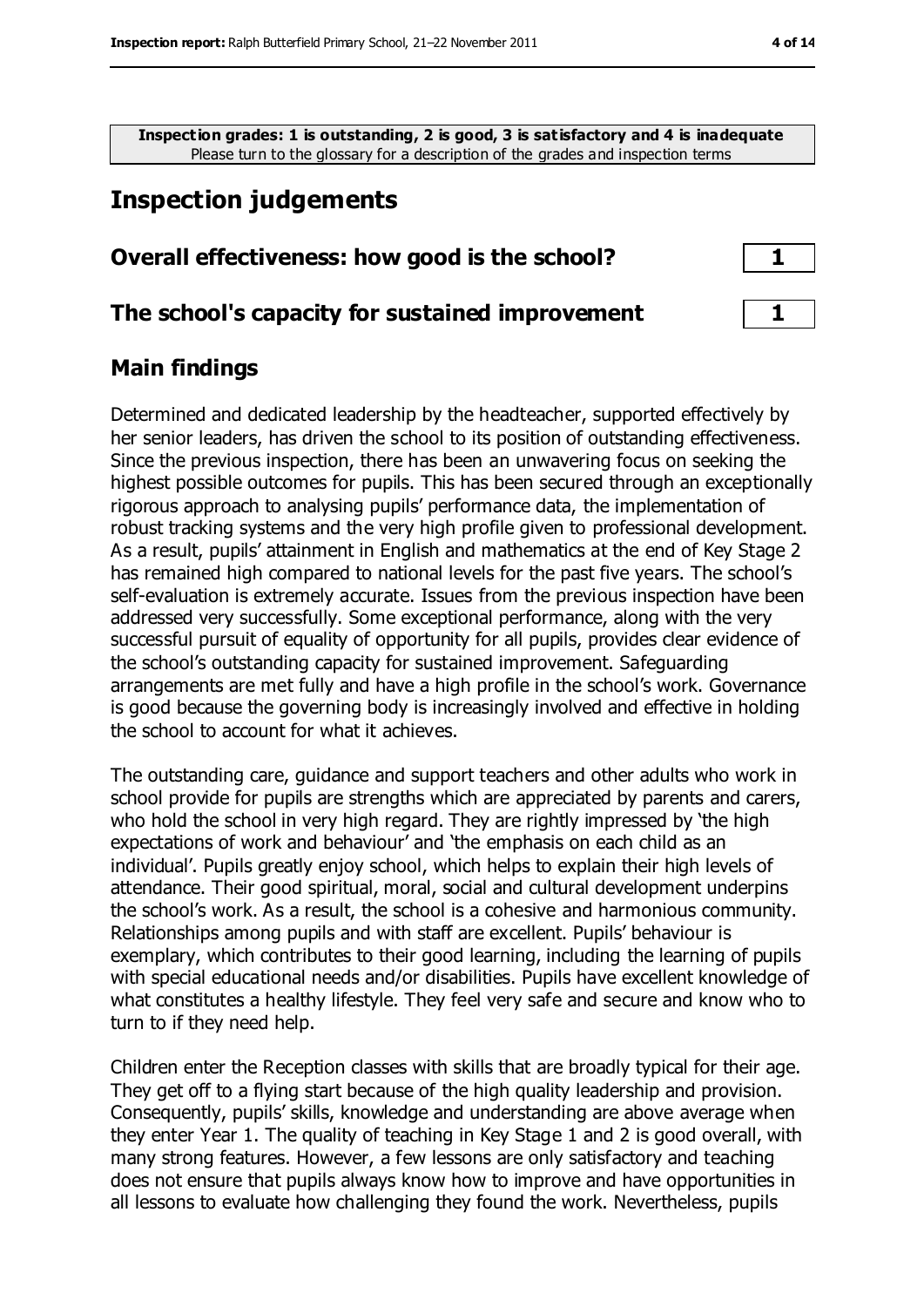**Inspection grades: 1 is outstanding, 2 is good, 3 is satisfactory and 4 is inadequate**
Please turn to the glossary for a description of the grades and inspection terms

## Inspection judgements

| | |
|---|---|
| **Overall effectiveness: how good is the school?** | **1** |
| **The school's capacity for sustained improvement** | **1** |

### Main findings

Determined and dedicated leadership by the headteacher, supported effectively by her senior leaders, has driven the school to its position of outstanding effectiveness. Since the previous inspection, there has been an unwavering focus on seeking the highest possible outcomes for pupils. This has been secured through an exceptionally rigorous approach to analysing pupils' performance data, the implementation of robust tracking systems and the very high profile given to professional development. As a result, pupils' attainment in English and mathematics at the end of Key Stage 2 has remained high compared to national levels for the past five years. The school's self-evaluation is extremely accurate. Issues from the previous inspection have been addressed very successfully. Some exceptional performance, along with the very successful pursuit of equality of opportunity for all pupils, provides clear evidence of the school's outstanding capacity for sustained improvement. Safeguarding arrangements are met fully and have a high profile in the school's work. Governance is good because the governing body is increasingly involved and effective in holding the school to account for what it achieves.

The outstanding care, guidance and support teachers and other adults who work in school provide for pupils are strengths which are appreciated by parents and carers, who hold the school in very high regard. They are rightly impressed by 'the high expectations of work and behaviour' and 'the emphasis on each child as an individual'. Pupils greatly enjoy school, which helps to explain their high levels of attendance. Their good spiritual, moral, social and cultural development underpins the school's work. As a result, the school is a cohesive and harmonious community. Relationships among pupils and with staff are excellent. Pupils' behaviour is exemplary, which contributes to their good learning, including the learning of pupils with special educational needs and/or disabilities. Pupils have excellent knowledge of what constitutes a healthy lifestyle. They feel very safe and secure and know who to turn to if they need help.

Children enter the Reception classes with skills that are broadly typical for their age. They get off to a flying start because of the high quality leadership and provision. Consequently, pupils' skills, knowledge and understanding are above average when they enter Year 1. The quality of teaching in Key Stage 1 and 2 is good overall, with many strong features. However, a few lessons are only satisfactory and teaching does not ensure that pupils always know how to improve and have opportunities in all lessons to evaluate how challenging they found the work. Nevertheless, pupils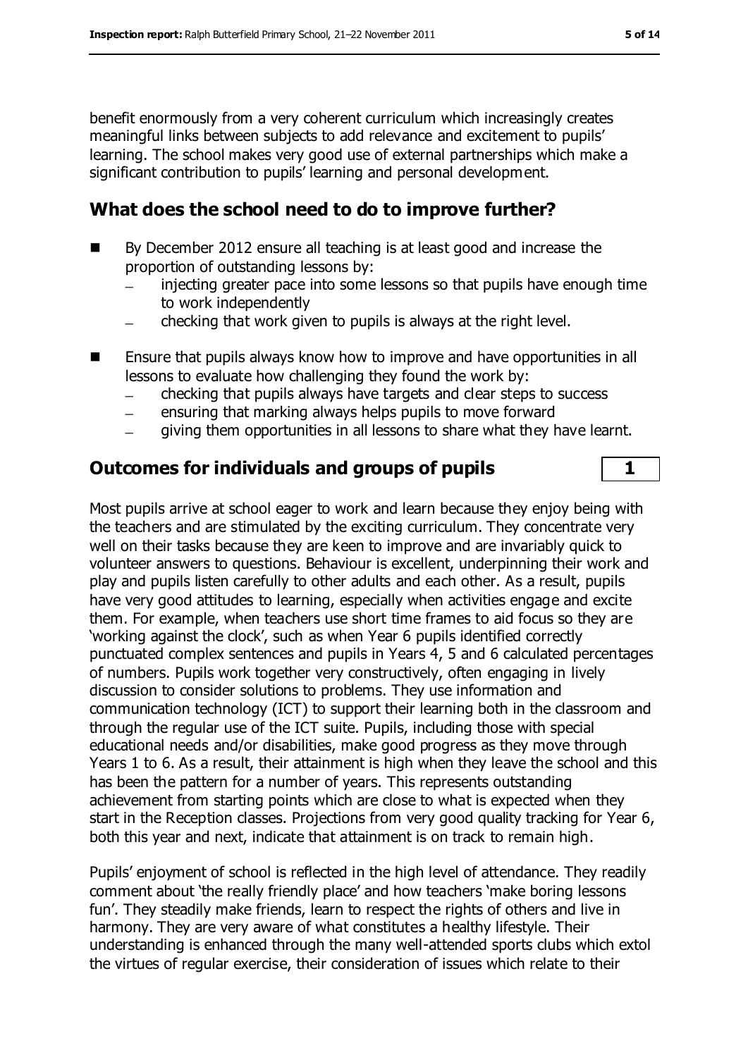benefit enormously from a very coherent curriculum which increasingly creates meaningful links between subjects to add relevance and excitement to pupils' learning. The school makes very good use of external partnerships which make a significant contribution to pupils' learning and personal development.

## What does the school need to do to improve further?

- By December 2012 ensure all teaching is at least good and increase the proportion of outstanding lessons by:
  - injecting greater pace into some lessons so that pupils have enough time to work independently
  - checking that work given to pupils is always at the right level.
- Ensure that pupils always know how to improve and have opportunities in all lessons to evaluate how challenging they found the work by:
  - checking that pupils always have targets and clear steps to success
  - ensuring that marking always helps pupils to move forward
  - giving them opportunities in all lessons to share what they have learnt.

## Outcomes for individuals and groups of pupils — 1

Most pupils arrive at school eager to work and learn because they enjoy being with the teachers and are stimulated by the exciting curriculum. They concentrate very well on their tasks because they are keen to improve and are invariably quick to volunteer answers to questions. Behaviour is excellent, underpinning their work and play and pupils listen carefully to other adults and each other. As a result, pupils have very good attitudes to learning, especially when activities engage and excite them. For example, when teachers use short time frames to aid focus so they are 'working against the clock', such as when Year 6 pupils identified correctly punctuated complex sentences and pupils in Years 4, 5 and 6 calculated percentages of numbers. Pupils work together very constructively, often engaging in lively discussion to consider solutions to problems. They use information and communication technology (ICT) to support their learning both in the classroom and through the regular use of the ICT suite. Pupils, including those with special educational needs and/or disabilities, make good progress as they move through Years 1 to 6. As a result, their attainment is high when they leave the school and this has been the pattern for a number of years. This represents outstanding achievement from starting points which are close to what is expected when they start in the Reception classes. Projections from very good quality tracking for Year 6, both this year and next, indicate that attainment is on track to remain high.

Pupils' enjoyment of school is reflected in the high level of attendance. They readily comment about 'the really friendly place' and how teachers 'make boring lessons fun'. They steadily make friends, learn to respect the rights of others and live in harmony. They are very aware of what constitutes a healthy lifestyle. Their understanding is enhanced through the many well-attended sports clubs which extol the virtues of regular exercise, their consideration of issues which relate to their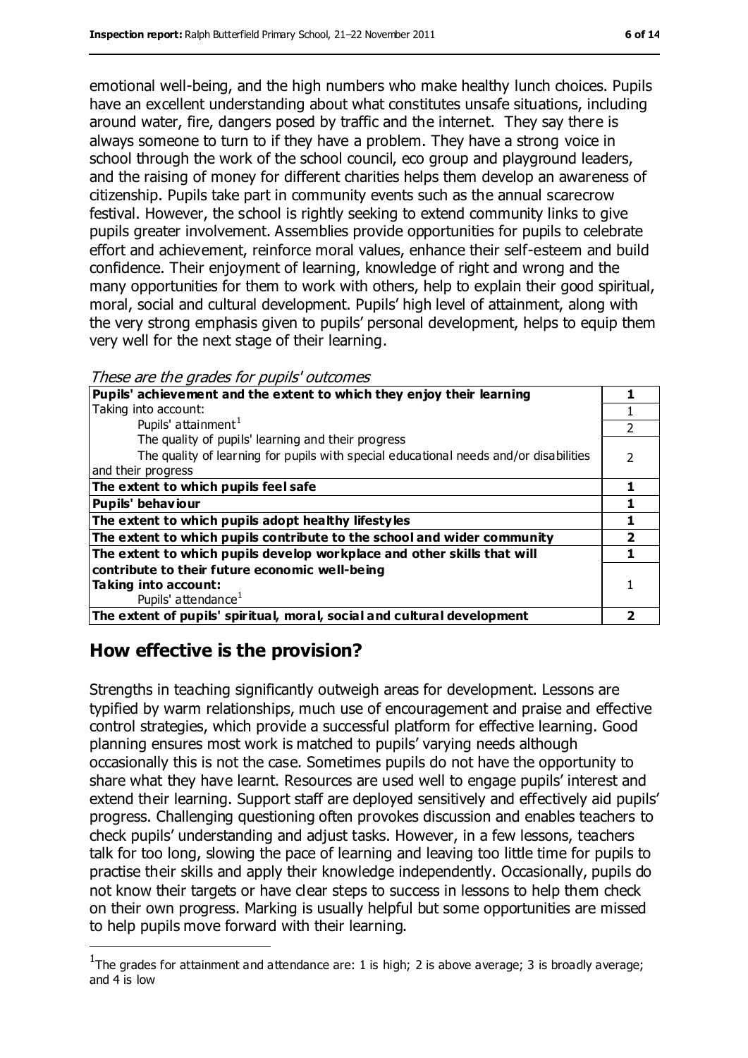emotional well-being, and the high numbers who make healthy lunch choices. Pupils have an excellent understanding about what constitutes unsafe situations, including around water, fire, dangers posed by traffic and the internet. They say there is always someone to turn to if they have a problem. They have a strong voice in school through the work of the school council, eco group and playground leaders, and the raising of money for different charities helps them develop an awareness of citizenship. Pupils take part in community events such as the annual scarecrow festival. However, the school is rightly seeking to extend community links to give pupils greater involvement. Assemblies provide opportunities for pupils to celebrate effort and achievement, reinforce moral values, enhance their self-esteem and build confidence. Their enjoyment of learning, knowledge of right and wrong and the many opportunities for them to work with others, help to explain their good spiritual, moral, social and cultural development. Pupils' high level of attainment, along with the very strong emphasis given to pupils' personal development, helps to equip them very well for the next stage of their learning.

*These are the grades for pupils' outcomes*

| | |
|---|---|
| **Pupils' achievement and the extent to which they enjoy their learning** | **1** |
| Taking into account: | 1 |
| Pupils' attainment[1] | 2 |
| The quality of pupils' learning and their progress<br>The quality of learning for pupils with special educational needs and/or disabilities and their progress | 2 |
| **The extent to which pupils feel safe** | **1** |
| **Pupils' behaviour** | **1** |
| **The extent to which pupils adopt healthy lifestyles** | **1** |
| **The extent to which pupils contribute to the school and wider community** | **2** |
| **The extent to which pupils develop workplace and other skills that will contribute to their future economic well-being** | **1** |
| **Taking into account:**<br>Pupils' attendance[1] | 1 |
| **The extent of pupils' spiritual, moral, social and cultural development** | **2** |

## How effective is the provision?

Strengths in teaching significantly outweigh areas for development. Lessons are typified by warm relationships, much use of encouragement and praise and effective control strategies, which provide a successful platform for effective learning. Good planning ensures most work is matched to pupils' varying needs although occasionally this is not the case. Sometimes pupils do not have the opportunity to share what they have learnt. Resources are used well to engage pupils' interest and extend their learning. Support staff are deployed sensitively and effectively aid pupils' progress. Challenging questioning often provokes discussion and enables teachers to check pupils' understanding and adjust tasks. However, in a few lessons, teachers talk for too long, slowing the pace of learning and leaving too little time for pupils to practise their skills and apply their knowledge independently. Occasionally, pupils do not know their targets or have clear steps to success in lessons to help them check on their own progress. Marking is usually helpful but some opportunities are missed to help pupils move forward with their learning.

[1] The grades for attainment and attendance are: 1 is high; 2 is above average; 3 is broadly average; and 4 is low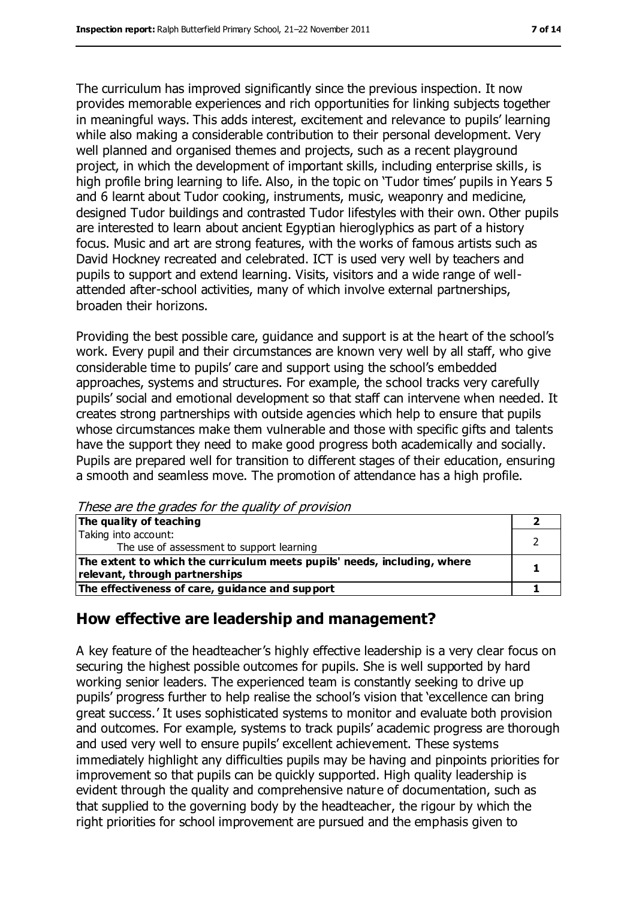The curriculum has improved significantly since the previous inspection. It now provides memorable experiences and rich opportunities for linking subjects together in meaningful ways. This adds interest, excitement and relevance to pupils' learning while also making a considerable contribution to their personal development. Very well planned and organised themes and projects, such as a recent playground project, in which the development of important skills, including enterprise skills, is high profile bring learning to life. Also, in the topic on 'Tudor times' pupils in Years 5 and 6 learnt about Tudor cooking, instruments, music, weaponry and medicine, designed Tudor buildings and contrasted Tudor lifestyles with their own. Other pupils are interested to learn about ancient Egyptian hieroglyphics as part of a history focus. Music and art are strong features, with the works of famous artists such as David Hockney recreated and celebrated. ICT is used very well by teachers and pupils to support and extend learning. Visits, visitors and a wide range of well-attended after-school activities, many of which involve external partnerships, broaden their horizons.

Providing the best possible care, guidance and support is at the heart of the school's work. Every pupil and their circumstances are known very well by all staff, who give considerable time to pupils' care and support using the school's embedded approaches, systems and structures. For example, the school tracks very carefully pupils' social and emotional development so that staff can intervene when needed. It creates strong partnerships with outside agencies which help to ensure that pupils whose circumstances make them vulnerable and those with specific gifts and talents have the support they need to make good progress both academically and socially. Pupils are prepared well for transition to different stages of their education, ensuring a smooth and seamless move. The promotion of attendance has a high profile.

*These are the grades for the quality of provision*

| | |
|---|---|
| **The quality of teaching** | **2** |
| Taking into account: The use of assessment to support learning | 2 |
| **The extent to which the curriculum meets pupils' needs, including, where relevant, through partnerships** | **1** |
| **The effectiveness of care, guidance and support** | **1** |

## How effective are leadership and management?

A key feature of the headteacher's highly effective leadership is a very clear focus on securing the highest possible outcomes for pupils. She is well supported by hard working senior leaders. The experienced team is constantly seeking to drive up pupils' progress further to help realise the school's vision that 'excellence can bring great success.' It uses sophisticated systems to monitor and evaluate both provision and outcomes. For example, systems to track pupils' academic progress are thorough and used very well to ensure pupils' excellent achievement. These systems immediately highlight any difficulties pupils may be having and pinpoints priorities for improvement so that pupils can be quickly supported. High quality leadership is evident through the quality and comprehensive nature of documentation, such as that supplied to the governing body by the headteacher, the rigour by which the right priorities for school improvement are pursued and the emphasis given to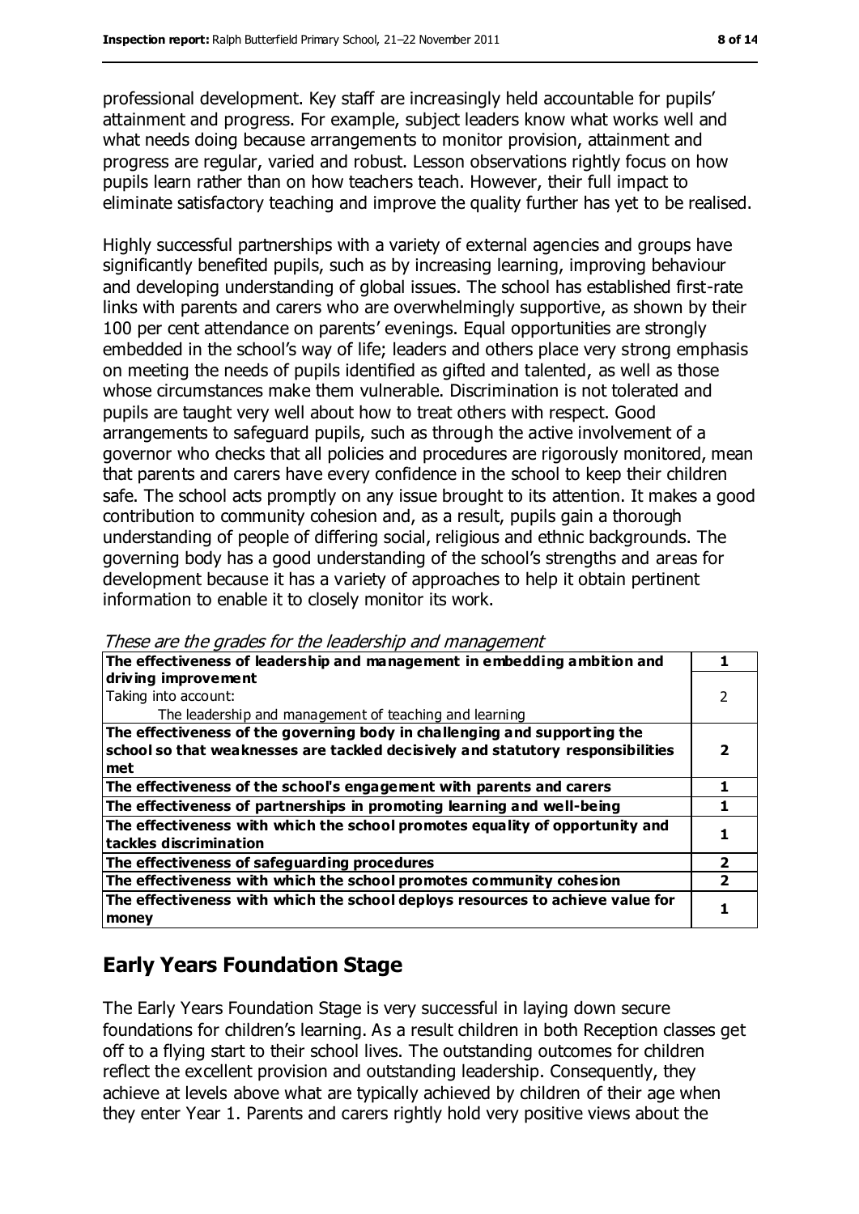professional development. Key staff are increasingly held accountable for pupils' attainment and progress. For example, subject leaders know what works well and what needs doing because arrangements to monitor provision, attainment and progress are regular, varied and robust. Lesson observations rightly focus on how pupils learn rather than on how teachers teach. However, their full impact to eliminate satisfactory teaching and improve the quality further has yet to be realised.

Highly successful partnerships with a variety of external agencies and groups have significantly benefited pupils, such as by increasing learning, improving behaviour and developing understanding of global issues. The school has established first-rate links with parents and carers who are overwhelmingly supportive, as shown by their 100 per cent attendance on parents' evenings. Equal opportunities are strongly embedded in the school's way of life; leaders and others place very strong emphasis on meeting the needs of pupils identified as gifted and talented, as well as those whose circumstances make them vulnerable. Discrimination is not tolerated and pupils are taught very well about how to treat others with respect. Good arrangements to safeguard pupils, such as through the active involvement of a governor who checks that all policies and procedures are rigorously monitored, mean that parents and carers have every confidence in the school to keep their children safe. The school acts promptly on any issue brought to its attention. It makes a good contribution to community cohesion and, as a result, pupils gain a thorough understanding of people of differing social, religious and ethnic backgrounds. The governing body has a good understanding of the school's strengths and areas for development because it has a variety of approaches to help it obtain pertinent information to enable it to closely monitor its work.

*These are the grades for the leadership and management*

| | |
|---|---|
| **The effectiveness of leadership and management in embedding ambition and driving improvement** | **1** |
| Taking into account: The leadership and management of teaching and learning | 2 |
| **The effectiveness of the governing body in challenging and supporting the school so that weaknesses are tackled decisively and statutory responsibilities met** | **2** |
| **The effectiveness of the school's engagement with parents and carers** | **1** |
| **The effectiveness of partnerships in promoting learning and well-being** | **1** |
| **The effectiveness with which the school promotes equality of opportunity and tackles discrimination** | **1** |
| **The effectiveness of safeguarding procedures** | **2** |
| **The effectiveness with which the school promotes community cohesion** | **2** |
| **The effectiveness with which the school deploys resources to achieve value for money** | **1** |

## Early Years Foundation Stage

The Early Years Foundation Stage is very successful in laying down secure foundations for children's learning. As a result children in both Reception classes get off to a flying start to their school lives. The outstanding outcomes for children reflect the excellent provision and outstanding leadership. Consequently, they achieve at levels above what are typically achieved by children of their age when they enter Year 1. Parents and carers rightly hold very positive views about the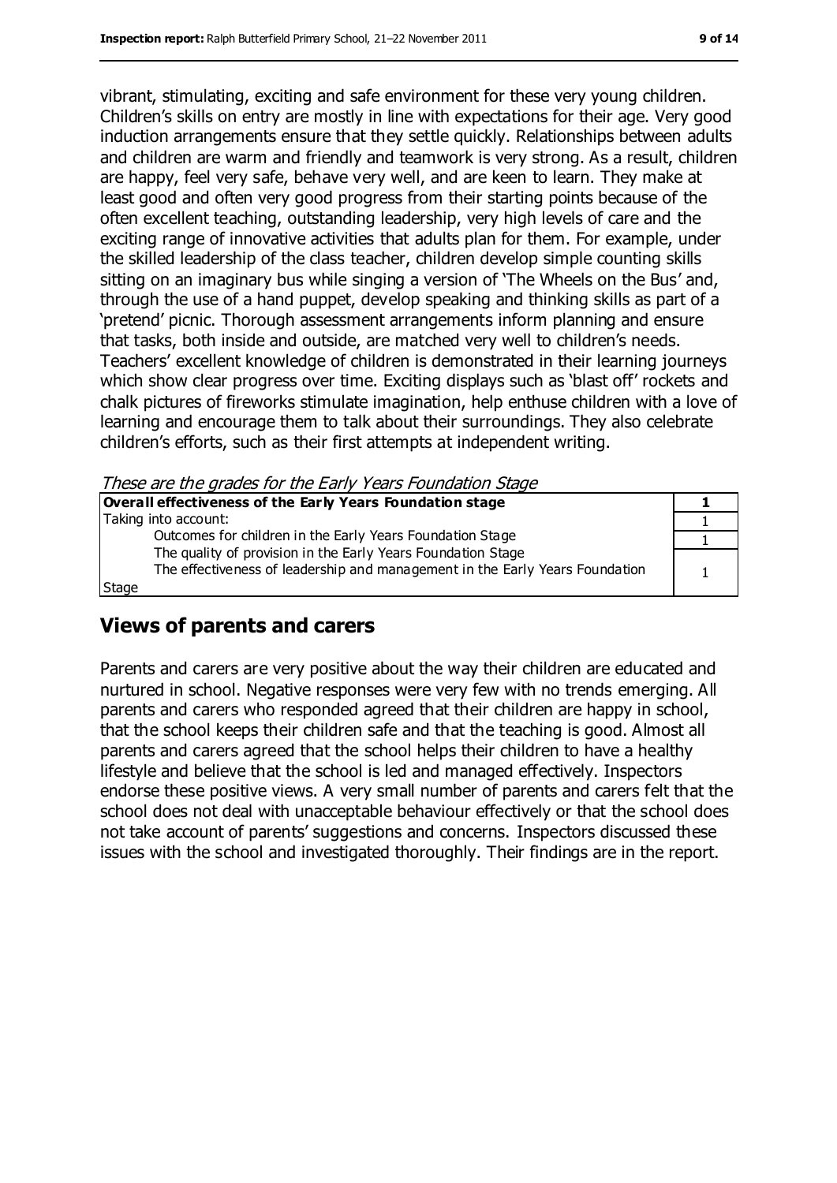vibrant, stimulating, exciting and safe environment for these very young children. Children's skills on entry are mostly in line with expectations for their age. Very good induction arrangements ensure that they settle quickly. Relationships between adults and children are warm and friendly and teamwork is very strong. As a result, children are happy, feel very safe, behave very well, and are keen to learn. They make at least good and often very good progress from their starting points because of the often excellent teaching, outstanding leadership, very high levels of care and the exciting range of innovative activities that adults plan for them. For example, under the skilled leadership of the class teacher, children develop simple counting skills sitting on an imaginary bus while singing a version of 'The Wheels on the Bus' and, through the use of a hand puppet, develop speaking and thinking skills as part of a 'pretend' picnic. Thorough assessment arrangements inform planning and ensure that tasks, both inside and outside, are matched very well to children's needs. Teachers' excellent knowledge of children is demonstrated in their learning journeys which show clear progress over time. Exciting displays such as 'blast off' rockets and chalk pictures of fireworks stimulate imagination, help enthuse children with a love of learning and encourage them to talk about their surroundings. They also celebrate children's efforts, such as their first attempts at independent writing.

*These are the grades for the Early Years Foundation Stage*

| | |
|---|---|
| **Overall effectiveness of the Early Years Foundation stage** | **1** |
| Taking into account: | 1 |
| Outcomes for children in the Early Years Foundation Stage | 1 |
| The quality of provision in the Early Years Foundation Stage<br>The effectiveness of leadership and management in the Early Years Foundation Stage | 1 |

## Views of parents and carers

Parents and carers are very positive about the way their children are educated and nurtured in school. Negative responses were very few with no trends emerging. All parents and carers who responded agreed that their children are happy in school, that the school keeps their children safe and that the teaching is good. Almost all parents and carers agreed that the school helps their children to have a healthy lifestyle and believe that the school is led and managed effectively. Inspectors endorse these positive views. A very small number of parents and carers felt that the school does not deal with unacceptable behaviour effectively or that the school does not take account of parents' suggestions and concerns. Inspectors discussed these issues with the school and investigated thoroughly. Their findings are in the report.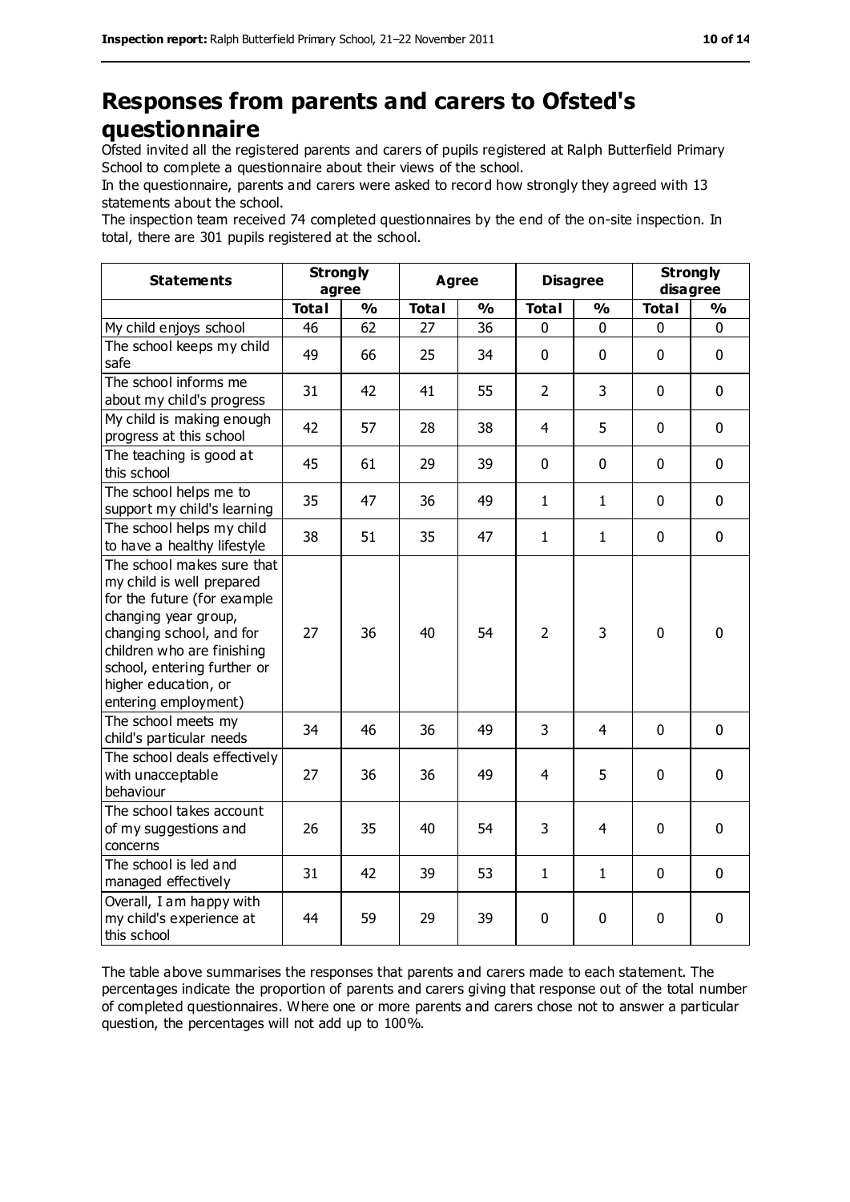# Responses from parents and carers to Ofsted's questionnaire

Ofsted invited all the registered parents and carers of pupils registered at Ralph Butterfield Primary School to complete a questionnaire about their views of the school.

In the questionnaire, parents and carers were asked to record how strongly they agreed with 13 statements about the school.

The inspection team received 74 completed questionnaires by the end of the on-site inspection. In total, there are 301 pupils registered at the school.

| Statements | Strongly agree | | Agree | | Disagree | | Strongly disagree | |
|---|---|---|---|---|---|---|---|---|
| | Total | % | Total | % | Total | % | Total | % |
| My child enjoys school | 46 | 62 | 27 | 36 | 0 | 0 | 0 | 0 |
| The school keeps my child safe | 49 | 66 | 25 | 34 | 0 | 0 | 0 | 0 |
| The school informs me about my child's progress | 31 | 42 | 41 | 55 | 2 | 3 | 0 | 0 |
| My child is making enough progress at this school | 42 | 57 | 28 | 38 | 4 | 5 | 0 | 0 |
| The teaching is good at this school | 45 | 61 | 29 | 39 | 0 | 0 | 0 | 0 |
| The school helps me to support my child's learning | 35 | 47 | 36 | 49 | 1 | 1 | 0 | 0 |
| The school helps my child to have a healthy lifestyle | 38 | 51 | 35 | 47 | 1 | 1 | 0 | 0 |
| The school makes sure that my child is well prepared for the future (for example changing year group, changing school, and for children who are finishing school, entering further or higher education, or entering employment) | 27 | 36 | 40 | 54 | 2 | 3 | 0 | 0 |
| The school meets my child's particular needs | 34 | 46 | 36 | 49 | 3 | 4 | 0 | 0 |
| The school deals effectively with unacceptable behaviour | 27 | 36 | 36 | 49 | 4 | 5 | 0 | 0 |
| The school takes account of my suggestions and concerns | 26 | 35 | 40 | 54 | 3 | 4 | 0 | 0 |
| The school is led and managed effectively | 31 | 42 | 39 | 53 | 1 | 1 | 0 | 0 |
| Overall, I am happy with my child's experience at this school | 44 | 59 | 29 | 39 | 0 | 0 | 0 | 0 |

The table above summarises the responses that parents and carers made to each statement. The percentages indicate the proportion of parents and carers giving that response out of the total number of completed questionnaires. Where one or more parents and carers chose not to answer a particular question, the percentages will not add up to 100%.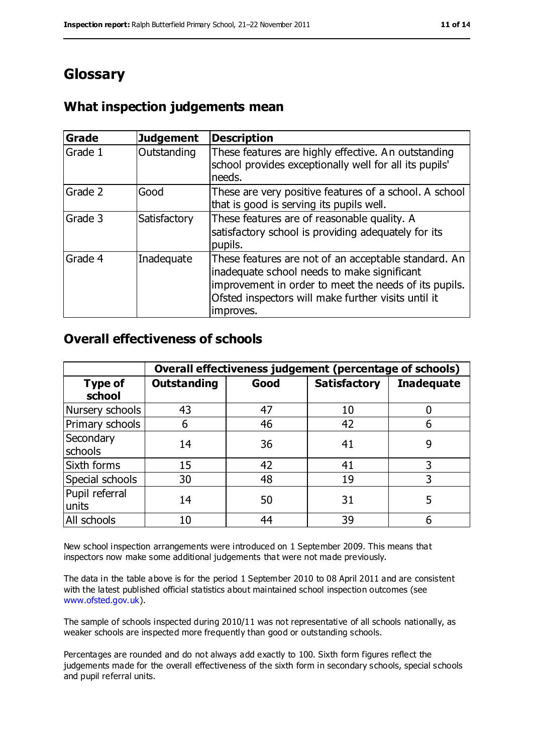# Glossary

## What inspection judgements mean

| Grade | Judgement | Description |
|---|---|---|
| Grade 1 | Outstanding | These features are highly effective. An outstanding school provides exceptionally well for all its pupils' needs. |
| Grade 2 | Good | These are very positive features of a school. A school that is good is serving its pupils well. |
| Grade 3 | Satisfactory | These features are of reasonable quality. A satisfactory school is providing adequately for its pupils. |
| Grade 4 | Inadequate | These features are not of an acceptable standard. An inadequate school needs to make significant improvement in order to meet the needs of its pupils. Ofsted inspectors will make further visits until it improves. |

## Overall effectiveness of schools

| | Overall effectiveness judgement (percentage of schools) | | | |
|---|---|---|---|---|
| **Type of school** | **Outstanding** | **Good** | **Satisfactory** | **Inadequate** |
| Nursery schools | 43 | 47 | 10 | 0 |
| Primary schools | 6 | 46 | 42 | 6 |
| Secondary schools | 14 | 36 | 41 | 9 |
| Sixth forms | 15 | 42 | 41 | 3 |
| Special schools | 30 | 48 | 19 | 3 |
| Pupil referral units | 14 | 50 | 31 | 5 |
| All schools | 10 | 44 | 39 | 6 |

New school inspection arrangements were introduced on 1 September 2009. This means that inspectors now make some additional judgements that were not made previously.

The data in the table above is for the period 1 September 2010 to 08 April 2011 and are consistent with the latest published official statistics about maintained school inspection outcomes (see www.ofsted.gov.uk).

The sample of schools inspected during 2010/11 was not representative of all schools nationally, as weaker schools are inspected more frequently than good or outstanding schools.

Percentages are rounded and do not always add exactly to 100. Sixth form figures reflect the judgements made for the overall effectiveness of the sixth form in secondary schools, special schools and pupil referral units.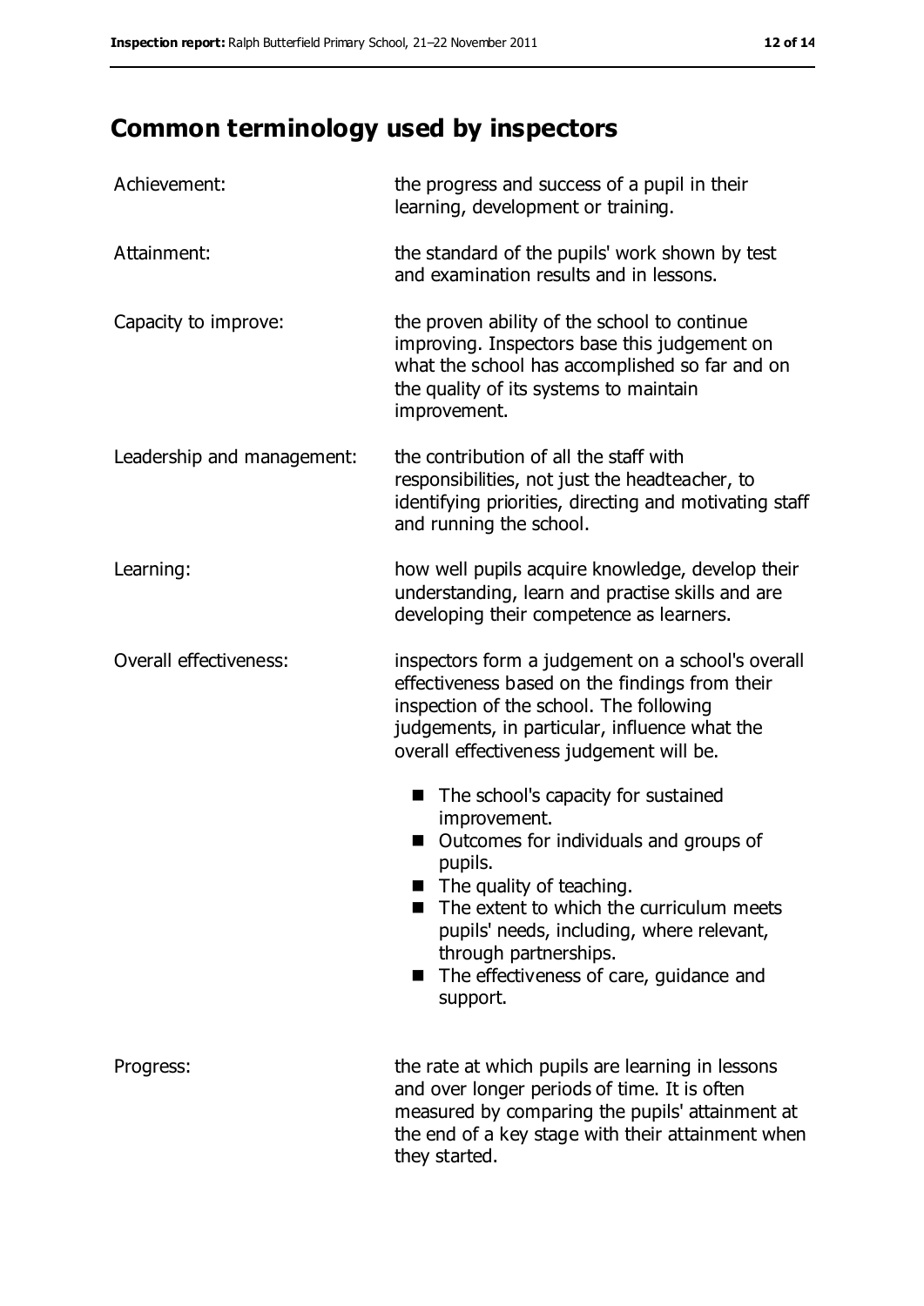# Common terminology used by inspectors

| | |
|---|---|
| Achievement: | the progress and success of a pupil in their learning, development or training. |
| Attainment: | the standard of the pupils' work shown by test and examination results and in lessons. |
| Capacity to improve: | the proven ability of the school to continue improving. Inspectors base this judgement on what the school has accomplished so far and on the quality of its systems to maintain improvement. |
| Leadership and management: | the contribution of all the staff with responsibilities, not just the headteacher, to identifying priorities, directing and motivating staff and running the school. |
| Learning: | how well pupils acquire knowledge, develop their understanding, learn and practise skills and are developing their competence as learners. |
| Overall effectiveness: | inspectors form a judgement on a school's overall effectiveness based on the findings from their inspection of the school. The following judgements, in particular, influence what the overall effectiveness judgement will be.<br>■ The school's capacity for sustained improvement.<br>■ Outcomes for individuals and groups of pupils.<br>■ The quality of teaching.<br>■ The extent to which the curriculum meets pupils' needs, including, where relevant, through partnerships.<br>■ The effectiveness of care, guidance and support. |
| Progress: | the rate at which pupils are learning in lessons and over longer periods of time. It is often measured by comparing the pupils' attainment at the end of a key stage with their attainment when they started. |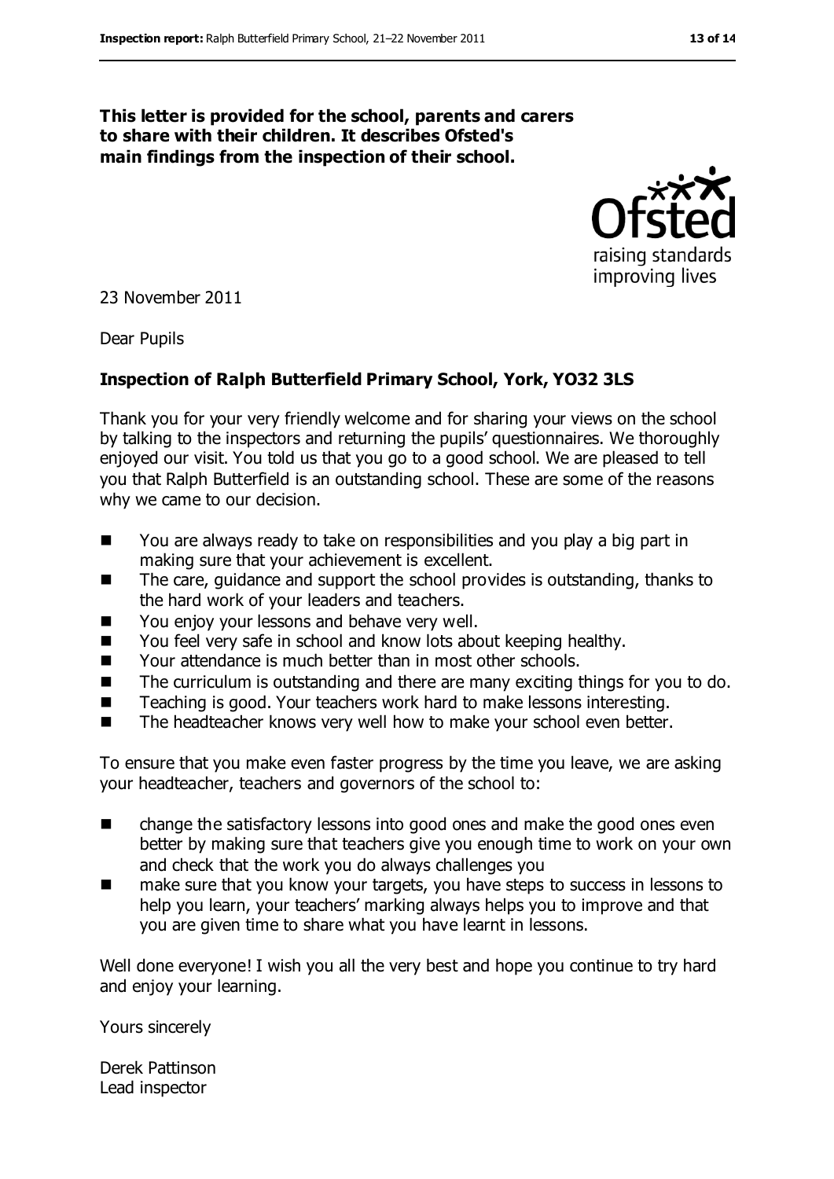**This letter is provided for the school, parents and carers to share with their children. It describes Ofsted's main findings from the inspection of their school.**

23 November 2011

Dear Pupils

**Inspection of Ralph Butterfield Primary School, York, YO32 3LS**

Thank you for your very friendly welcome and for sharing your views on the school by talking to the inspectors and returning the pupils' questionnaires. We thoroughly enjoyed our visit. You told us that you go to a good school. We are pleased to tell you that Ralph Butterfield is an outstanding school. These are some of the reasons why we came to our decision.

- You are always ready to take on responsibilities and you play a big part in making sure that your achievement is excellent.
- The care, guidance and support the school provides is outstanding, thanks to the hard work of your leaders and teachers.
- You enjoy your lessons and behave very well.
- You feel very safe in school and know lots about keeping healthy.
- Your attendance is much better than in most other schools.
- The curriculum is outstanding and there are many exciting things for you to do.
- Teaching is good. Your teachers work hard to make lessons interesting.
- The headteacher knows very well how to make your school even better.

To ensure that you make even faster progress by the time you leave, we are asking your headteacher, teachers and governors of the school to:

- change the satisfactory lessons into good ones and make the good ones even better by making sure that teachers give you enough time to work on your own and check that the work you do always challenges you
- make sure that you know your targets, you have steps to success in lessons to help you learn, your teachers' marking always helps you to improve and that you are given time to share what you have learnt in lessons.

Well done everyone! I wish you all the very best and hope you continue to try hard and enjoy your learning.

Yours sincerely

Derek Pattinson
Lead inspector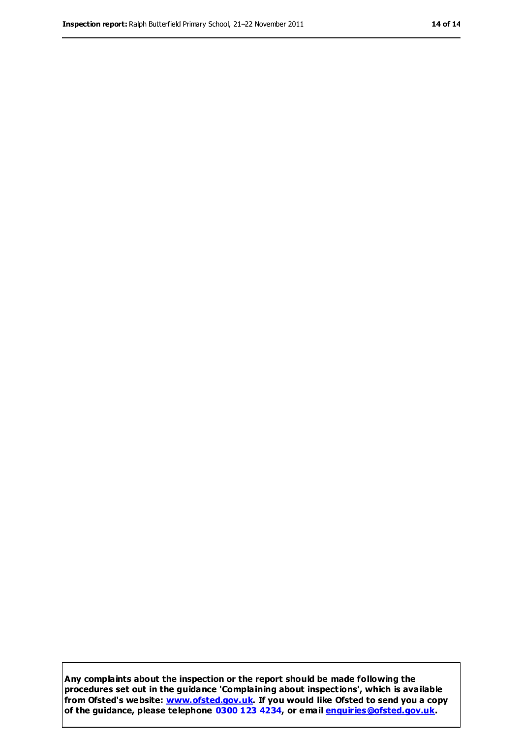**Any complaints about the inspection or the report should be made following the procedures set out in the guidance 'Complaining about inspections', which is available from Ofsted's website: [www.ofsted.gov.uk](http://www.ofsted.gov.uk). If you would like Ofsted to send you a copy of the guidance, please telephone 0300 123 4234, or email [enquiries@ofsted.gov.uk](mailto:enquiries@ofsted.gov.uk).**